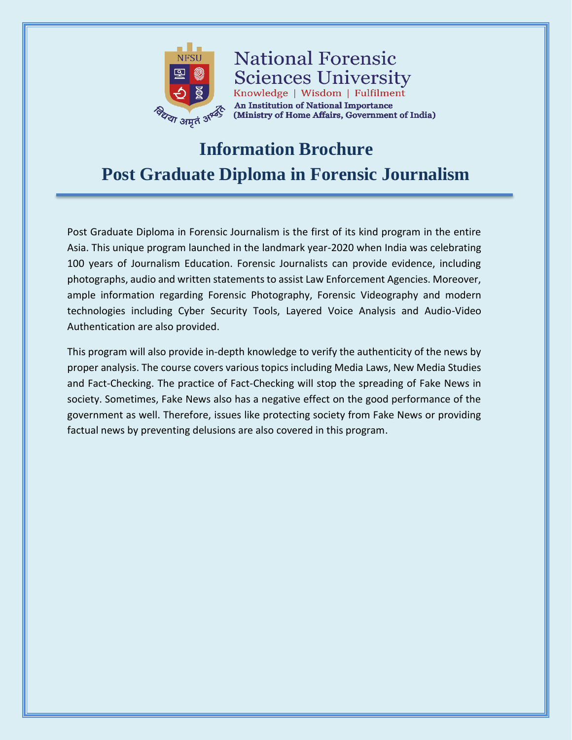National Forensic Sciences University

Knowledge | Wisdom | Fulfilment

An Institution of National Importance
(Ministry of Home Affairs, Government of India)

विद्या अमृतं अश्नुते

# Information Brochure

# Post Graduate Diploma in Forensic Journalism

Post Graduate Diploma in Forensic Journalism is the first of its kind program in the entire Asia. This unique program launched in the landmark year-2020 when India was celebrating 100 years of Journalism Education. Forensic Journalists can provide evidence, including photographs, audio and written statements to assist Law Enforcement Agencies. Moreover, ample information regarding Forensic Photography, Forensic Videography and modern technologies including Cyber Security Tools, Layered Voice Analysis and Audio-Video Authentication are also provided.

This program will also provide in-depth knowledge to verify the authenticity of the news by proper analysis. The course covers various topics including Media Laws, New Media Studies and Fact-Checking. The practice of Fact-Checking will stop the spreading of Fake News in society. Sometimes, Fake News also has a negative effect on the good performance of the government as well. Therefore, issues like protecting society from Fake News or providing factual news by preventing delusions are also covered in this program.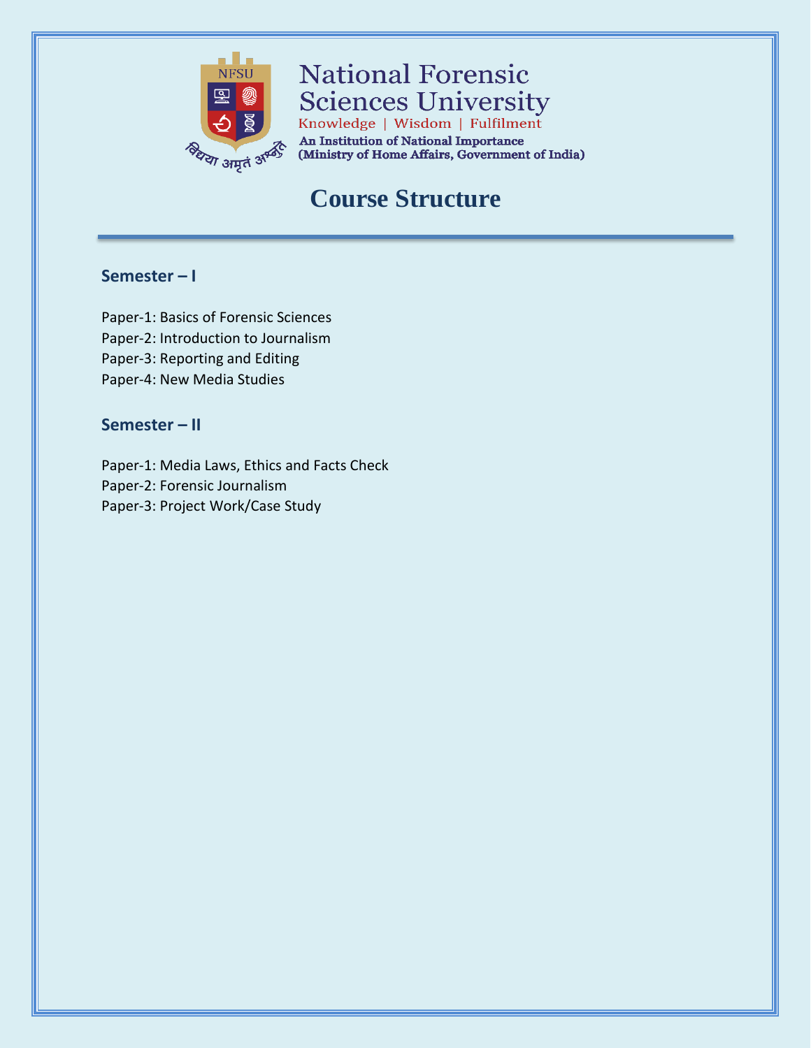National Forensic Sciences University

Knowledge | Wisdom | Fulfilment

An Institution of National Importance
(Ministry of Home Affairs, Government of India)

# Course Structure

## Semester – I

Paper-1: Basics of Forensic Sciences
Paper-2: Introduction to Journalism
Paper-3: Reporting and Editing
Paper-4: New Media Studies

## Semester – II

Paper-1: Media Laws, Ethics and Facts Check
Paper-2: Forensic Journalism
Paper-3: Project Work/Case Study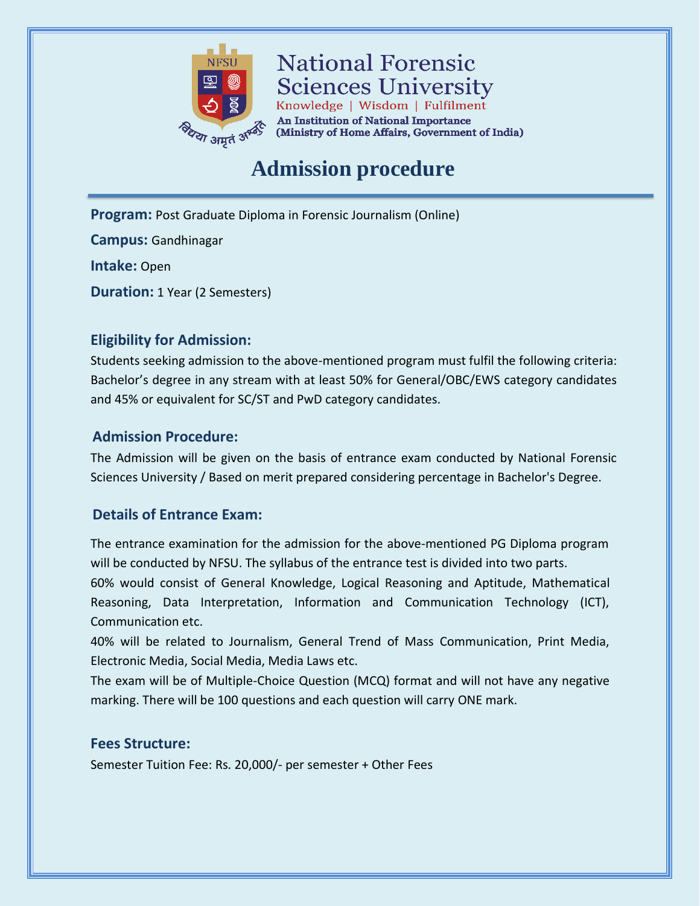National Forensic Sciences University

Knowledge | Wisdom | Fulfilment

An Institution of National Importance
(Ministry of Home Affairs, Government of India)

# Admission procedure

**Program:** Post Graduate Diploma in Forensic Journalism (Online)

**Campus:** Gandhinagar

**Intake:** Open

**Duration:** 1 Year (2 Semesters)

## Eligibility for Admission:

Students seeking admission to the above-mentioned program must fulfil the following criteria: Bachelor's degree in any stream with at least 50% for General/OBC/EWS category candidates and 45% or equivalent for SC/ST and PwD category candidates.

## Admission Procedure:

The Admission will be given on the basis of entrance exam conducted by National Forensic Sciences University / Based on merit prepared considering percentage in Bachelor's Degree.

## Details of Entrance Exam:

The entrance examination for the admission for the above-mentioned PG Diploma program will be conducted by NFSU. The syllabus of the entrance test is divided into two parts.

60% would consist of General Knowledge, Logical Reasoning and Aptitude, Mathematical Reasoning, Data Interpretation, Information and Communication Technology (ICT), Communication etc.

40% will be related to Journalism, General Trend of Mass Communication, Print Media, Electronic Media, Social Media, Media Laws etc.

The exam will be of Multiple-Choice Question (MCQ) format and will not have any negative marking. There will be 100 questions and each question will carry ONE mark.

## Fees Structure:

Semester Tuition Fee: Rs. 20,000/- per semester + Other Fees